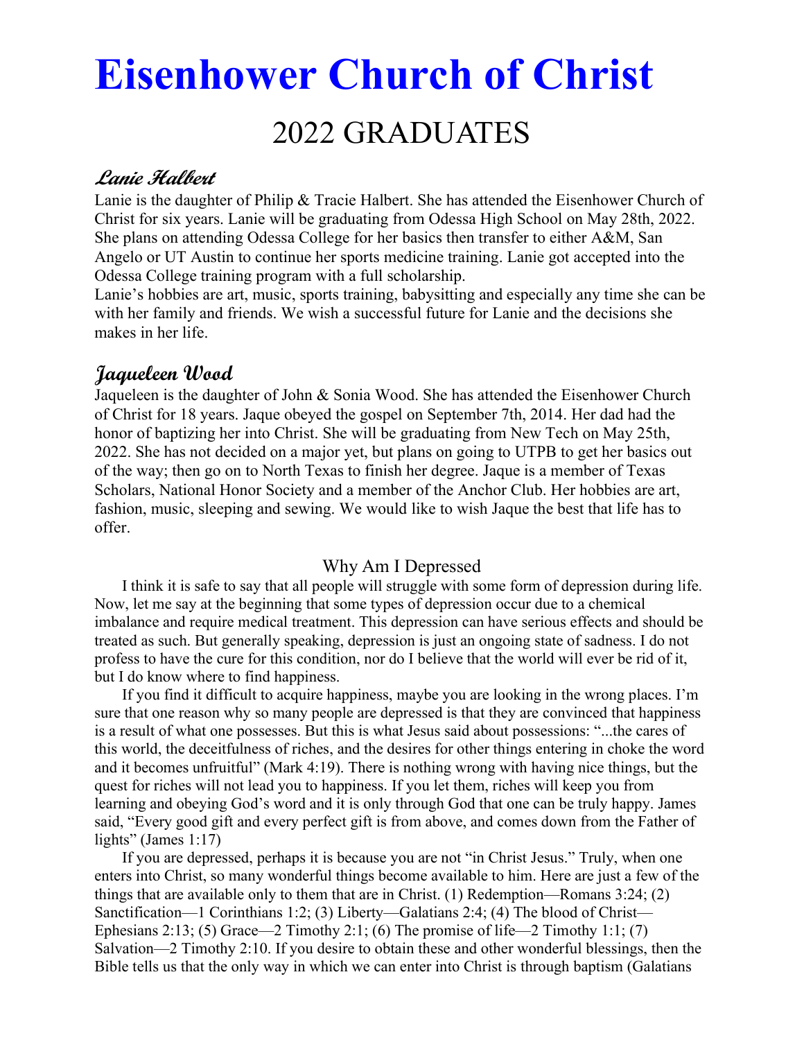# Eisenhower Church of Christ

## 2022 GRADUATES

### *Lanie Halbert*

Lanie is the daughter of Philip & Tracie Halbert. She has attended the Eisenhower Church of Christ for six years. Lanie will be graduating from Odessa High School on May 28th, 2022. She plans on attending Odessa College for her basics then transfer to either A&M, San Angelo or UT Austin to continue her sports medicine training. Lanie got accepted into the Odessa College training program with a full scholarship.

Lanie's hobbies are art, music, sports training, babysitting and especially any time she can be with her family and friends. We wish a successful future for Lanie and the decisions she makes in her life.

### *Jaqueleen Wood*

Jaqueleen is the daughter of John & Sonia Wood. She has attended the Eisenhower Church of Christ for 18 years. Jaque obeyed the gospel on September 7th, 2014. Her dad had the honor of baptizing her into Christ. She will be graduating from New Tech on May 25th, 2022. She has not decided on a major yet, but plans on going to UTPB to get her basics out of the way; then go on to North Texas to finish her degree. Jaque is a member of Texas Scholars, National Honor Society and a member of the Anchor Club. Her hobbies are art, fashion, music, sleeping and sewing. We would like to wish Jaque the best that life has to offer.

### Why Am I Depressed

I think it is safe to say that all people will struggle with some form of depression during life. Now, let me say at the beginning that some types of depression occur due to a chemical imbalance and require medical treatment. This depression can have serious effects and should be treated as such. But generally speaking, depression is just an ongoing state of sadness. I do not profess to have the cure for this condition, nor do I believe that the world will ever be rid of it, but I do know where to find happiness.

If you find it difficult to acquire happiness, maybe you are looking in the wrong places. I'm sure that one reason why so many people are depressed is that they are convinced that happiness is a result of what one possesses. But this is what Jesus said about possessions: "...the cares of this world, the deceitfulness of riches, and the desires for other things entering in choke the word and it becomes unfruitful" (Mark 4:19). There is nothing wrong with having nice things, but the quest for riches will not lead you to happiness. If you let them, riches will keep you from learning and obeying God's word and it is only through God that one can be truly happy. James said, "Every good gift and every perfect gift is from above, and comes down from the Father of lights" (James 1:17)

If you are depressed, perhaps it is because you are not "in Christ Jesus." Truly, when one enters into Christ, so many wonderful things become available to him. Here are just a few of the things that are available only to them that are in Christ. (1) Redemption—Romans 3:24; (2) Sanctification—1 Corinthians 1:2; (3) Liberty—Galatians 2:4; (4) The blood of Christ—Ephesians 2:13; (5) Grace—2 Timothy 2:1; (6) The promise of life—2 Timothy 1:1; (7) Salvation—2 Timothy 2:10. If you desire to obtain these and other wonderful blessings, then the Bible tells us that the only way in which we can enter into Christ is through baptism (Galatians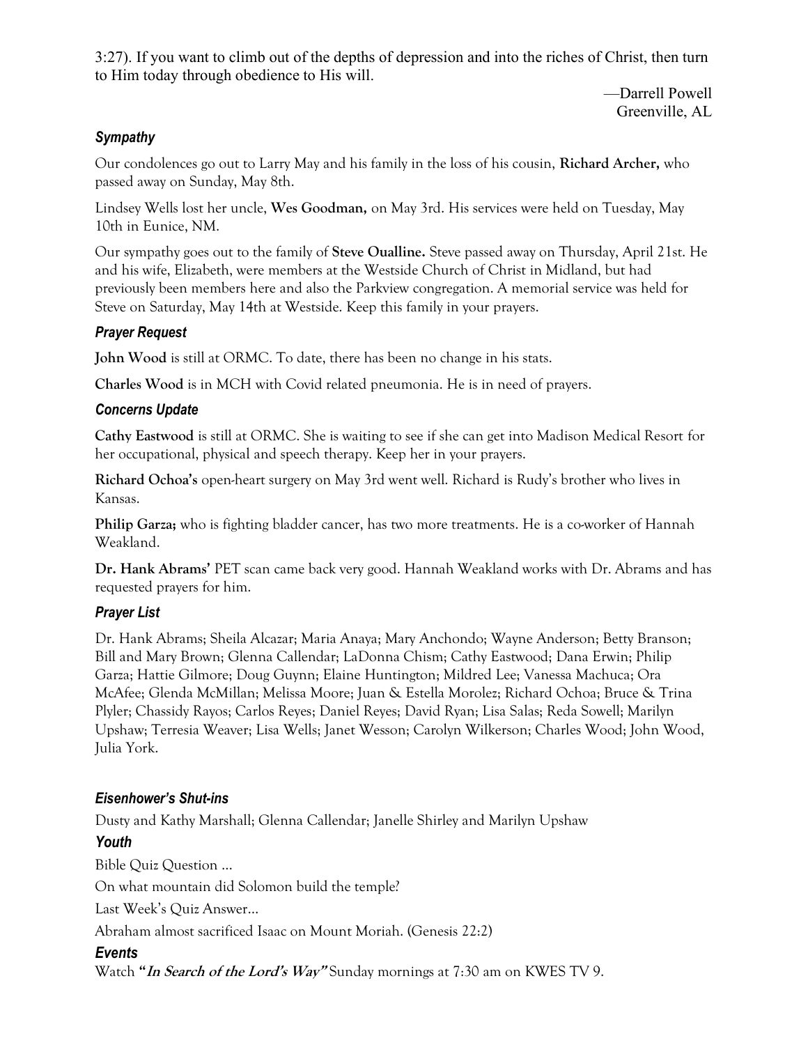3:27). If you want to climb out of the depths of depression and into the riches of Christ, then turn to Him today through obedience to His will.

—Darrell Powell
Greenville, AL

### *Sympathy*

Our condolences go out to Larry May and his family in the loss of his cousin, **Richard Archer,** who passed away on Sunday, May 8th.

Lindsey Wells lost her uncle, **Wes Goodman,** on May 3rd. His services were held on Tuesday, May 10th in Eunice, NM.

Our sympathy goes out to the family of **Steve Oualline.** Steve passed away on Thursday, April 21st. He and his wife, Elizabeth, were members at the Westside Church of Christ in Midland, but had previously been members here and also the Parkview congregation. A memorial service was held for Steve on Saturday, May 14th at Westside. Keep this family in your prayers.

### *Prayer Request*

**John Wood** is still at ORMC. To date, there has been no change in his stats.

**Charles Wood** is in MCH with Covid related pneumonia. He is in need of prayers.

### *Concerns Update*

**Cathy Eastwood** is still at ORMC. She is waiting to see if she can get into Madison Medical Resort for her occupational, physical and speech therapy. Keep her in your prayers.

**Richard Ochoa's** open-heart surgery on May 3rd went well. Richard is Rudy's brother who lives in Kansas.

**Philip Garza;** who is fighting bladder cancer, has two more treatments. He is a co-worker of Hannah Weakland.

**Dr. Hank Abrams'** PET scan came back very good. Hannah Weakland works with Dr. Abrams and has requested prayers for him.

### *Prayer List*

Dr. Hank Abrams; Sheila Alcazar; Maria Anaya; Mary Anchondo; Wayne Anderson; Betty Branson; Bill and Mary Brown; Glenna Callendar; LaDonna Chism; Cathy Eastwood; Dana Erwin; Philip Garza; Hattie Gilmore; Doug Guynn; Elaine Huntington; Mildred Lee; Vanessa Machuca; Ora McAfee; Glenda McMillan; Melissa Moore; Juan & Estella Morolez; Richard Ochoa; Bruce & Trina Plyler; Chassidy Rayos; Carlos Reyes; Daniel Reyes; David Ryan; Lisa Salas; Reda Sowell; Marilyn Upshaw; Terresia Weaver; Lisa Wells; Janet Wesson; Carolyn Wilkerson; Charles Wood; John Wood, Julia York.

### *Eisenhower's Shut-ins*

Dusty and Kathy Marshall; Glenna Callendar; Janelle Shirley and Marilyn Upshaw

### *Youth*

Bible Quiz Question …

On what mountain did Solomon build the temple?

Last Week's Quiz Answer…

Abraham almost sacrificed Isaac on Mount Moriah. (Genesis 22:2)

### *Events*

Watch **"*In Search of the Lord's Way*"** Sunday mornings at 7:30 am on KWES TV 9.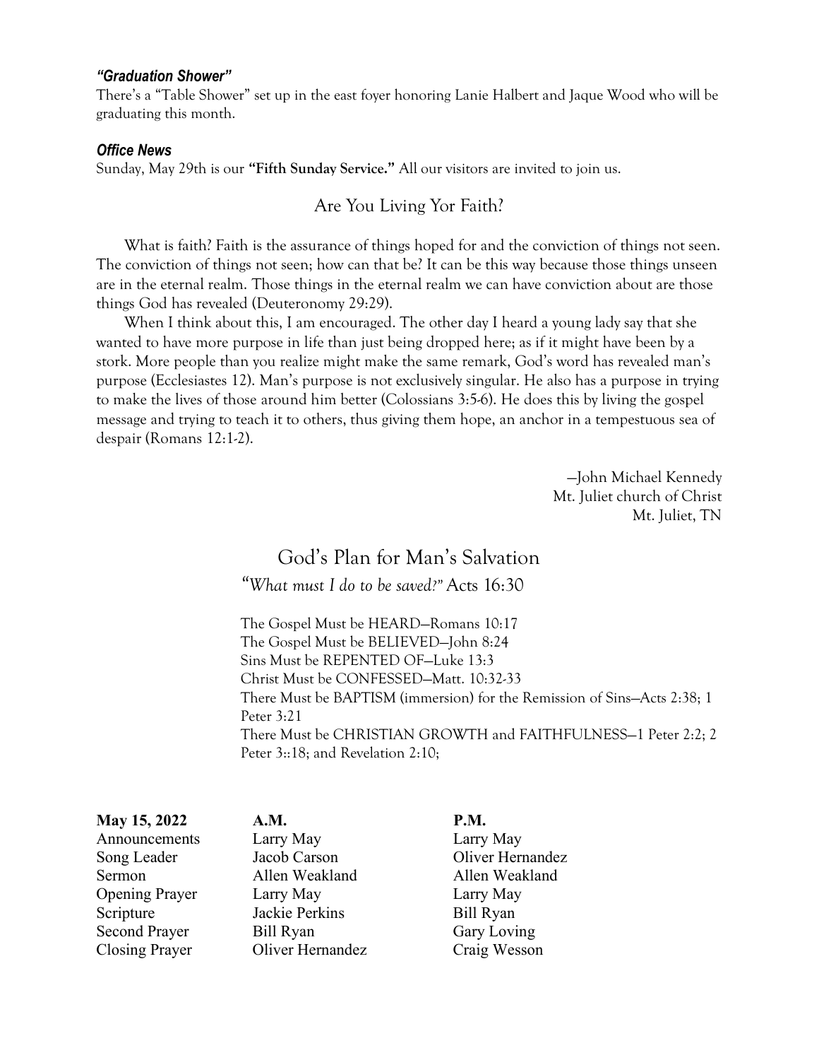### *"Graduation Shower"*

There's a "Table Shower" set up in the east foyer honoring Lanie Halbert and Jaque Wood who will be graduating this month.

### *Office News*

Sunday, May 29th is our **"Fifth Sunday Service."** All our visitors are invited to join us.

## Are You Living Yor Faith?

What is faith? Faith is the assurance of things hoped for and the conviction of things not seen. The conviction of things not seen; how can that be? It can be this way because those things unseen are in the eternal realm. Those things in the eternal realm we can have conviction about are those things God has revealed (Deuteronomy 29:29).

When I think about this, I am encouraged. The other day I heard a young lady say that she wanted to have more purpose in life than just being dropped here; as if it might have been by a stork. More people than you realize might make the same remark, God's word has revealed man's purpose (Ecclesiastes 12). Man's purpose is not exclusively singular. He also has a purpose in trying to make the lives of those around him better (Colossians 3:5-6). He does this by living the gospel message and trying to teach it to others, thus giving them hope, an anchor in a tempestuous sea of despair (Romans 12:1-2).

—John Michael Kennedy
Mt. Juliet church of Christ
Mt. Juliet, TN

## God's Plan for Man's Salvation

*"What must I do to be saved?"* Acts 16:30

The Gospel Must be HEARD—Romans 10:17
The Gospel Must be BELIEVED—John 8:24
Sins Must be REPENTED OF—Luke 13:3
Christ Must be CONFESSED—Matt. 10:32-33
There Must be BAPTISM (immersion) for the Remission of Sins—Acts 2:38; 1 Peter 3:21
There Must be CHRISTIAN GROWTH and FAITHFULNESS—1 Peter 2:2; 2 Peter 3::18; and Revelation 2:10;

| **May 15, 2022** | **A.M.** | **P.M.** |
|---|---|---|
| Announcements | Larry May | Larry May |
| Song Leader | Jacob Carson | Oliver Hernandez |
| Sermon | Allen Weakland | Allen Weakland |
| Opening Prayer | Larry May | Larry May |
| Scripture | Jackie Perkins | Bill Ryan |
| Second Prayer | Bill Ryan | Gary Loving |
| Closing Prayer | Oliver Hernandez | Craig Wesson |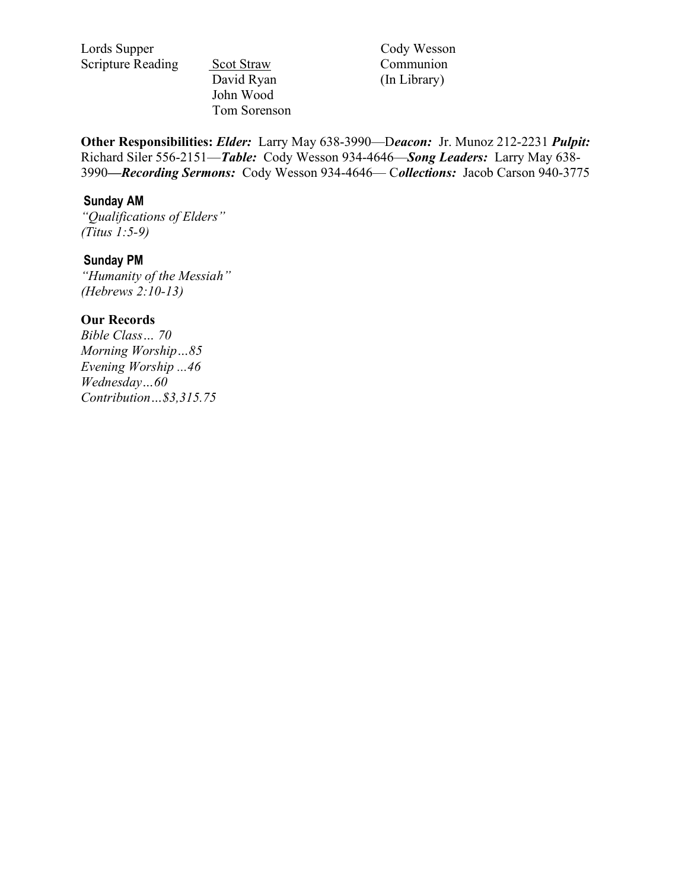| | | |
|---|---|---|
| Lords Supper | | Cody Wesson |
| Scripture Reading | Scot Straw | Communion |
| | David Ryan | (In Library) |
| | John Wood | |
| | Tom Sorenson | |

**Other Responsibilities:** ***Elder:*** Larry May 638-3990—D***eacon:*** Jr. Munoz 212-2231 ***Pulpit:*** Richard Siler 556-2151—***Table:*** Cody Wesson 934-4646—***Song Leaders:*** Larry May 638-3990**—*Recording Sermons:*** Cody Wesson 934-4646— C***ollections:*** Jacob Carson 940-3775

**Sunday AM**

*"Qualifications of Elders"*
*(Titus 1:5-9)*

**Sunday PM**

*"Humanity of the Messiah"*
*(Hebrews 2:10-13)*

**Our Records**

*Bible Class… 70*
*Morning Worship…85*
*Evening Worship ...46*
*Wednesday…60*
*Contribution…$3,315.75*